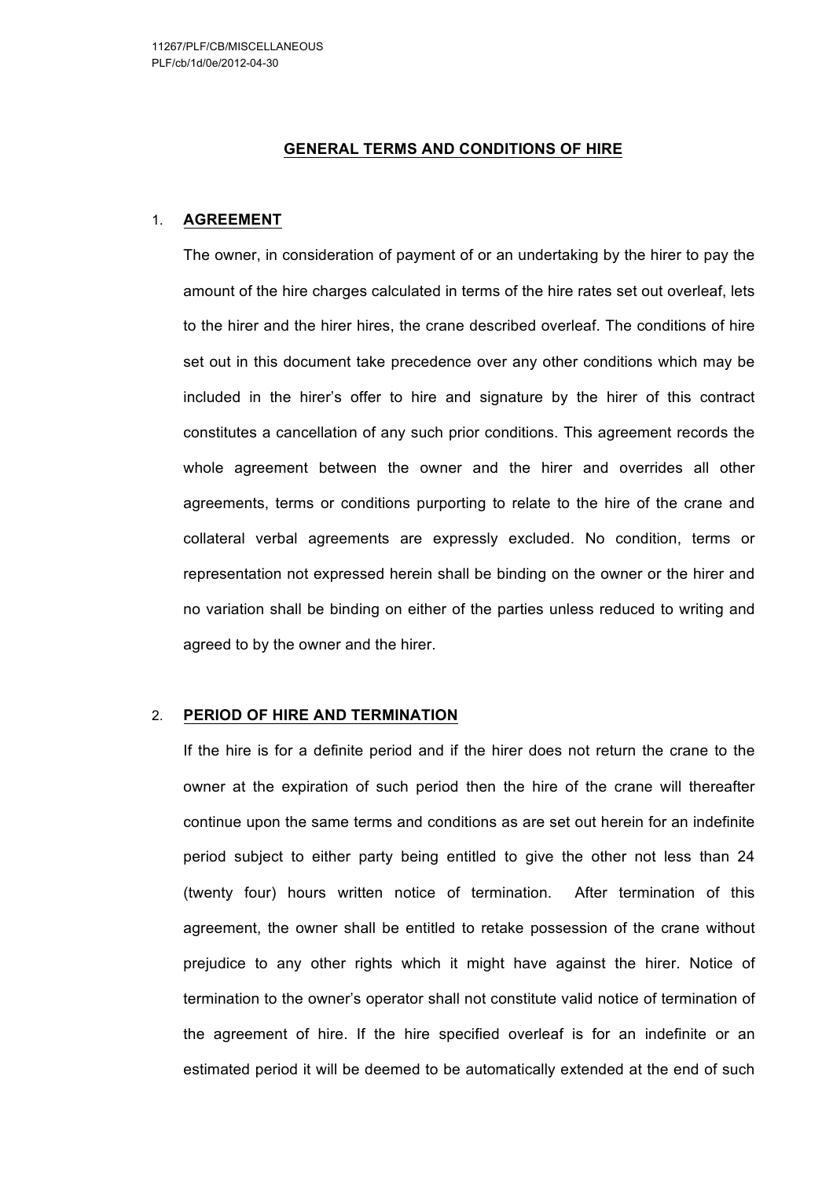11267/PLF/CB/MISCELLANEOUS
PLF/cb/1d/0e/2012-04-30

# GENERAL TERMS AND CONDITIONS OF HIRE

1. **AGREEMENT**

   The owner, in consideration of payment of or an undertaking by the hirer to pay the amount of the hire charges calculated in terms of the hire rates set out overleaf, lets to the hirer and the hirer hires, the crane described overleaf. The conditions of hire set out in this document take precedence over any other conditions which may be included in the hirer's offer to hire and signature by the hirer of this contract constitutes a cancellation of any such prior conditions. This agreement records the whole agreement between the owner and the hirer and overrides all other agreements, terms or conditions purporting to relate to the hire of the crane and collateral verbal agreements are expressly excluded. No condition, terms or representation not expressed herein shall be binding on the owner or the hirer and no variation shall be binding on either of the parties unless reduced to writing and agreed to by the owner and the hirer.

2. **PERIOD OF HIRE AND TERMINATION**

   If the hire is for a definite period and if the hirer does not return the crane to the owner at the expiration of such period then the hire of the crane will thereafter continue upon the same terms and conditions as are set out herein for an indefinite period subject to either party being entitled to give the other not less than 24 (twenty four) hours written notice of termination. After termination of this agreement, the owner shall be entitled to retake possession of the crane without prejudice to any other rights which it might have against the hirer. Notice of termination to the owner's operator shall not constitute valid notice of termination of the agreement of hire. If the hire specified overleaf is for an indefinite or an estimated period it will be deemed to be automatically extended at the end of such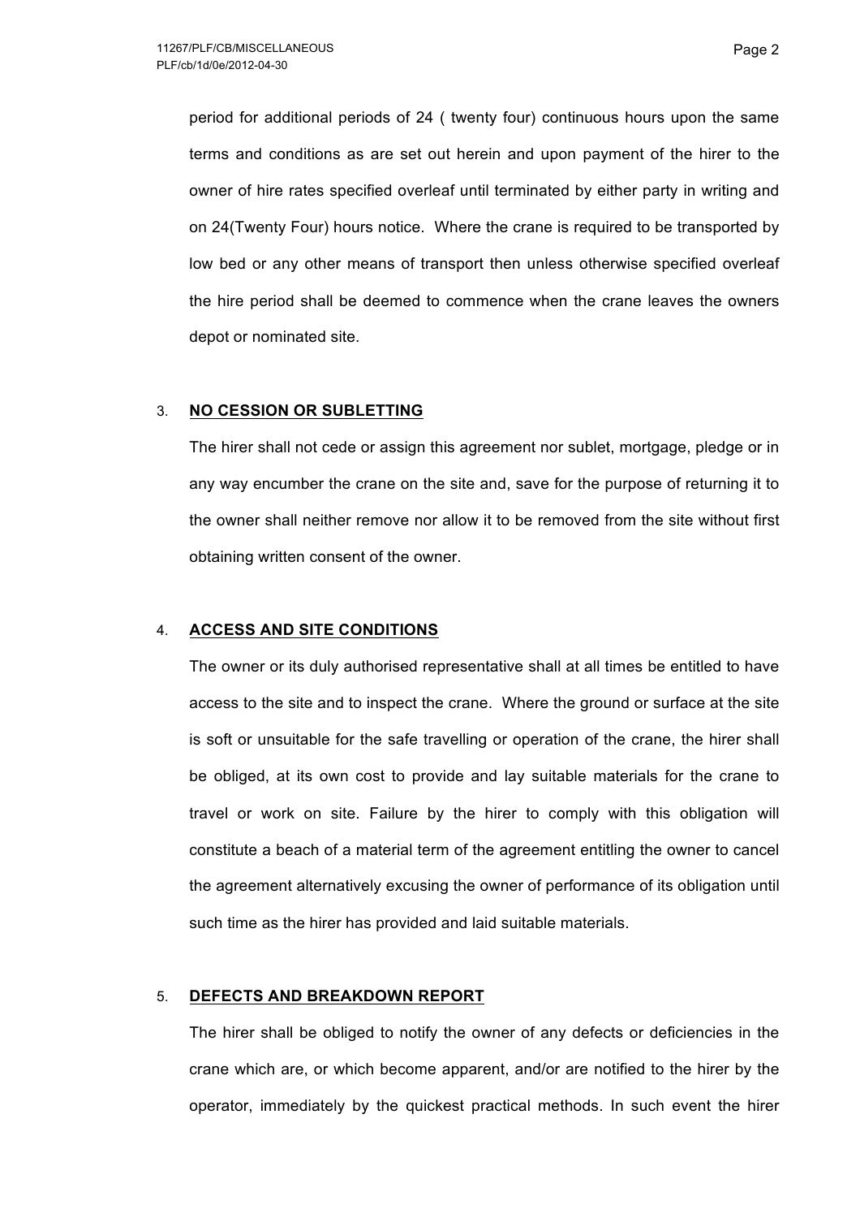period for additional periods of 24 ( twenty four) continuous hours upon the same terms and conditions as are set out herein and upon payment of the hirer to the owner of hire rates specified overleaf until terminated by either party in writing and on 24(Twenty Four) hours notice. Where the crane is required to be transported by low bed or any other means of transport then unless otherwise specified overleaf the hire period shall be deemed to commence when the crane leaves the owners depot or nominated site.

3. **NO CESSION OR SUBLETTING**

The hirer shall not cede or assign this agreement nor sublet, mortgage, pledge or in any way encumber the crane on the site and, save for the purpose of returning it to the owner shall neither remove nor allow it to be removed from the site without first obtaining written consent of the owner.

4. **ACCESS AND SITE CONDITIONS**

The owner or its duly authorised representative shall at all times be entitled to have access to the site and to inspect the crane. Where the ground or surface at the site is soft or unsuitable for the safe travelling or operation of the crane, the hirer shall be obliged, at its own cost to provide and lay suitable materials for the crane to travel or work on site. Failure by the hirer to comply with this obligation will constitute a beach of a material term of the agreement entitling the owner to cancel the agreement alternatively excusing the owner of performance of its obligation until such time as the hirer has provided and laid suitable materials.

5. **DEFECTS AND BREAKDOWN REPORT**

The hirer shall be obliged to notify the owner of any defects or deficiencies in the crane which are, or which become apparent, and/or are notified to the hirer by the operator, immediately by the quickest practical methods. In such event the hirer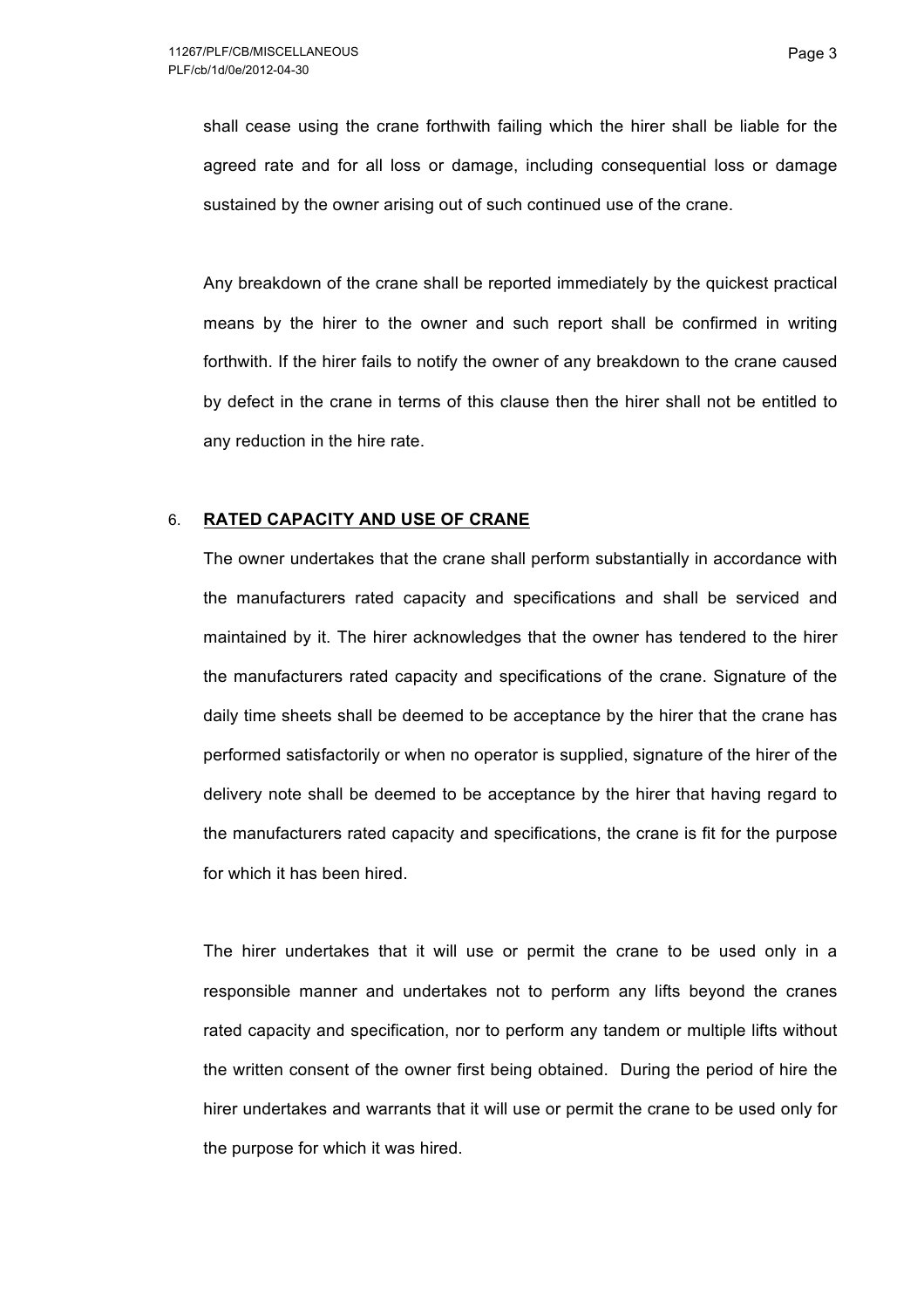shall cease using the crane forthwith failing which the hirer shall be liable for the agreed rate and for all loss or damage, including consequential loss or damage sustained by the owner arising out of such continued use of the crane.

Any breakdown of the crane shall be reported immediately by the quickest practical means by the hirer to the owner and such report shall be confirmed in writing forthwith. If the hirer fails to notify the owner of any breakdown to the crane caused by defect in the crane in terms of this clause then the hirer shall not be entitled to any reduction in the hire rate.

6. **RATED CAPACITY AND USE OF CRANE**

The owner undertakes that the crane shall perform substantially in accordance with the manufacturers rated capacity and specifications and shall be serviced and maintained by it. The hirer acknowledges that the owner has tendered to the hirer the manufacturers rated capacity and specifications of the crane. Signature of the daily time sheets shall be deemed to be acceptance by the hirer that the crane has performed satisfactorily or when no operator is supplied, signature of the hirer of the delivery note shall be deemed to be acceptance by the hirer that having regard to the manufacturers rated capacity and specifications, the crane is fit for the purpose for which it has been hired.

The hirer undertakes that it will use or permit the crane to be used only in a responsible manner and undertakes not to perform any lifts beyond the cranes rated capacity and specification, nor to perform any tandem or multiple lifts without the written consent of the owner first being obtained. During the period of hire the hirer undertakes and warrants that it will use or permit the crane to be used only for the purpose for which it was hired.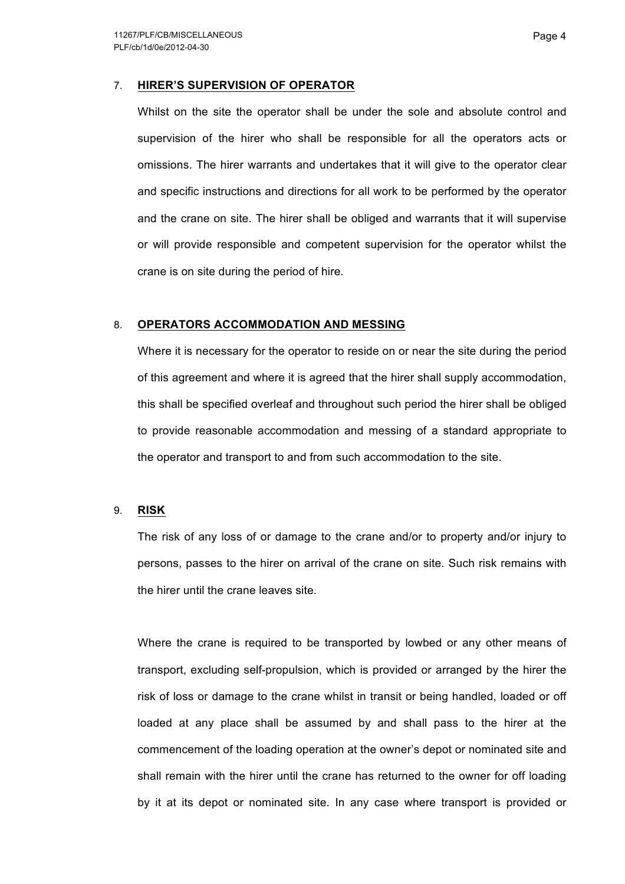## 7. HIRER'S SUPERVISION OF OPERATOR

Whilst on the site the operator shall be under the sole and absolute control and supervision of the hirer who shall be responsible for all the operators acts or omissions. The hirer warrants and undertakes that it will give to the operator clear and specific instructions and directions for all work to be performed by the operator and the crane on site. The hirer shall be obliged and warrants that it will supervise or will provide responsible and competent supervision for the operator whilst the crane is on site during the period of hire.

## 8. OPERATORS ACCOMMODATION AND MESSING

Where it is necessary for the operator to reside on or near the site during the period of this agreement and where it is agreed that the hirer shall supply accommodation, this shall be specified overleaf and throughout such period the hirer shall be obliged to provide reasonable accommodation and messing of a standard appropriate to the operator and transport to and from such accommodation to the site.

## 9. RISK

The risk of any loss of or damage to the crane and/or to property and/or injury to persons, passes to the hirer on arrival of the crane on site. Such risk remains with the hirer until the crane leaves site.

Where the crane is required to be transported by lowbed or any other means of transport, excluding self-propulsion, which is provided or arranged by the hirer the risk of loss or damage to the crane whilst in transit or being handled, loaded or off loaded at any place shall be assumed by and shall pass to the hirer at the commencement of the loading operation at the owner's depot or nominated site and shall remain with the hirer until the crane has returned to the owner for off loading by it at its depot or nominated site. In any case where transport is provided or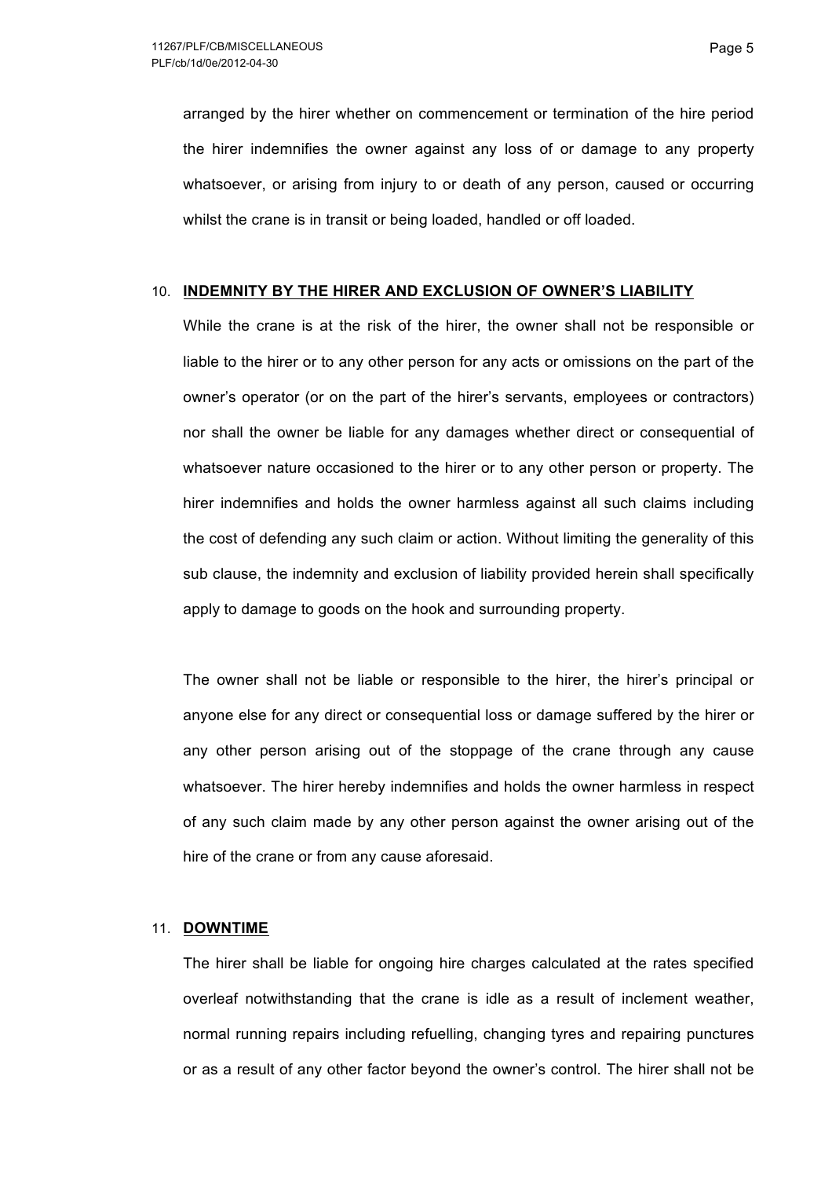arranged by the hirer whether on commencement or termination of the hire period the hirer indemnifies the owner against any loss of or damage to any property whatsoever, or arising from injury to or death of any person, caused or occurring whilst the crane is in transit or being loaded, handled or off loaded.

## 10. INDEMNITY BY THE HIRER AND EXCLUSION OF OWNER'S LIABILITY

While the crane is at the risk of the hirer, the owner shall not be responsible or liable to the hirer or to any other person for any acts or omissions on the part of the owner's operator (or on the part of the hirer's servants, employees or contractors) nor shall the owner be liable for any damages whether direct or consequential of whatsoever nature occasioned to the hirer or to any other person or property. The hirer indemnifies and holds the owner harmless against all such claims including the cost of defending any such claim or action. Without limiting the generality of this sub clause, the indemnity and exclusion of liability provided herein shall specifically apply to damage to goods on the hook and surrounding property.

The owner shall not be liable or responsible to the hirer, the hirer's principal or anyone else for any direct or consequential loss or damage suffered by the hirer or any other person arising out of the stoppage of the crane through any cause whatsoever. The hirer hereby indemnifies and holds the owner harmless in respect of any such claim made by any other person against the owner arising out of the hire of the crane or from any cause aforesaid.

## 11. DOWNTIME

The hirer shall be liable for ongoing hire charges calculated at the rates specified overleaf notwithstanding that the crane is idle as a result of inclement weather, normal running repairs including refuelling, changing tyres and repairing punctures or as a result of any other factor beyond the owner's control. The hirer shall not be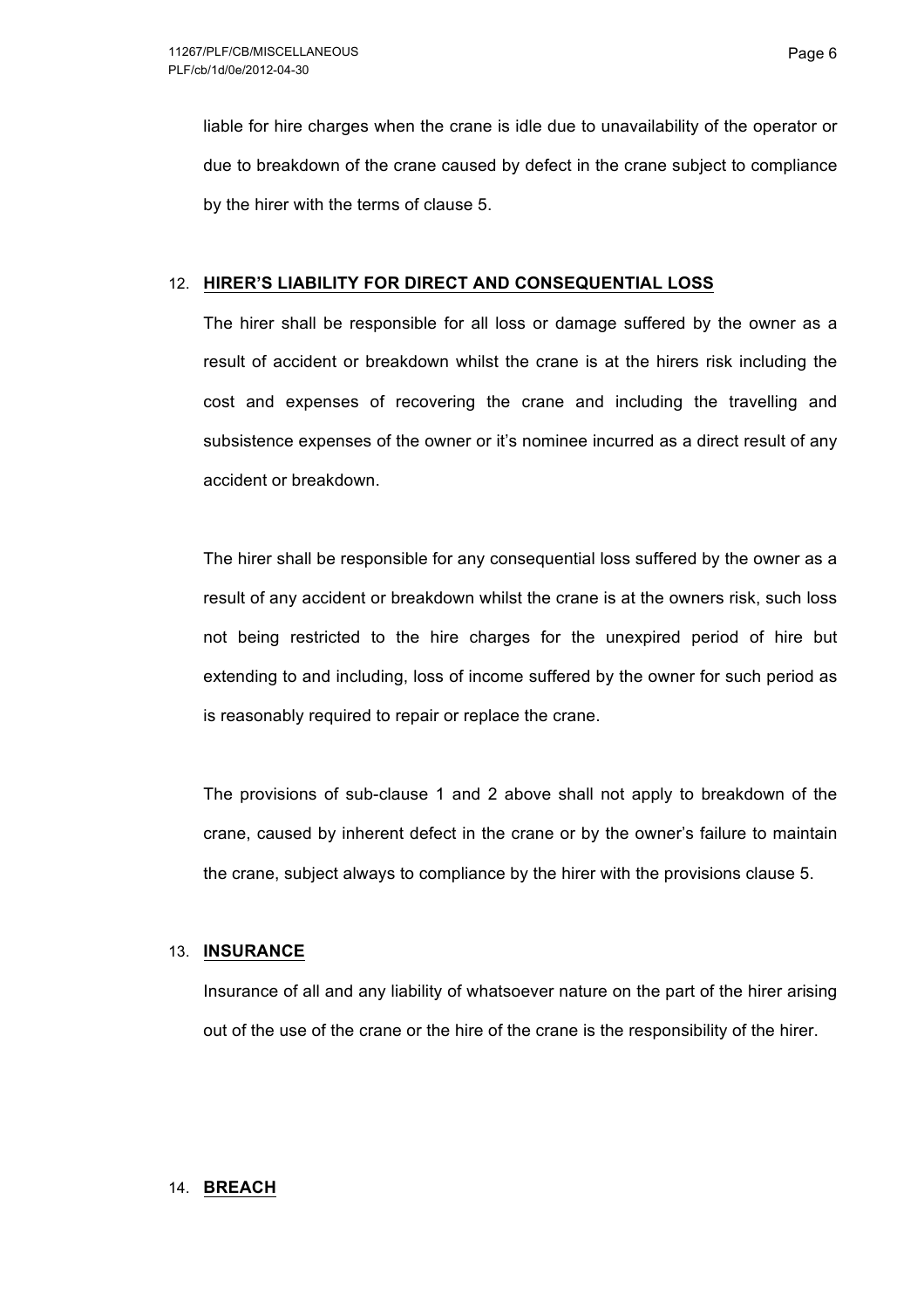liable for hire charges when the crane is idle due to unavailability of the operator or due to breakdown of the crane caused by defect in the crane subject to compliance by the hirer with the terms of clause 5.

12. **HIRER'S LIABILITY FOR DIRECT AND CONSEQUENTIAL LOSS**

The hirer shall be responsible for all loss or damage suffered by the owner as a result of accident or breakdown whilst the crane is at the hirers risk including the cost and expenses of recovering the crane and including the travelling and subsistence expenses of the owner or it's nominee incurred as a direct result of any accident or breakdown.

The hirer shall be responsible for any consequential loss suffered by the owner as a result of any accident or breakdown whilst the crane is at the owners risk, such loss not being restricted to the hire charges for the unexpired period of hire but extending to and including, loss of income suffered by the owner for such period as is reasonably required to repair or replace the crane.

The provisions of sub-clause 1 and 2 above shall not apply to breakdown of the crane, caused by inherent defect in the crane or by the owner's failure to maintain the crane, subject always to compliance by the hirer with the provisions clause 5.

13. **INSURANCE**

Insurance of all and any liability of whatsoever nature on the part of the hirer arising out of the use of the crane or the hire of the crane is the responsibility of the hirer.

14. **BREACH**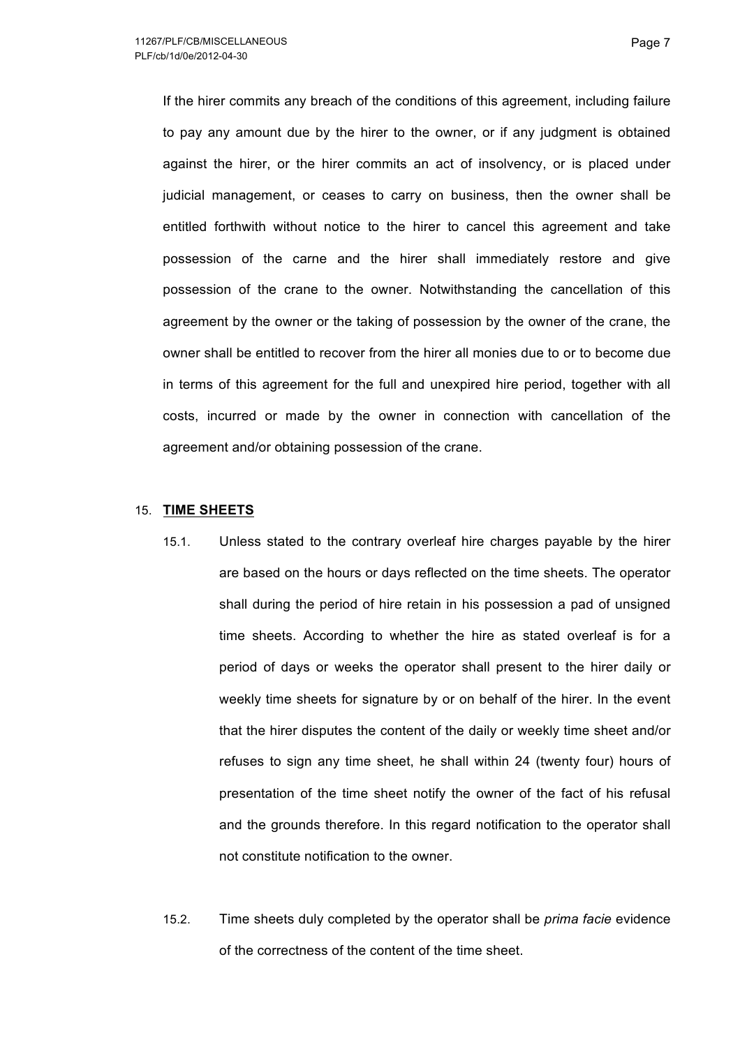If the hirer commits any breach of the conditions of this agreement, including failure to pay any amount due by the hirer to the owner, or if any judgment is obtained against the hirer, or the hirer commits an act of insolvency, or is placed under judicial management, or ceases to carry on business, then the owner shall be entitled forthwith without notice to the hirer to cancel this agreement and take possession of the carne and the hirer shall immediately restore and give possession of the crane to the owner. Notwithstanding the cancellation of this agreement by the owner or the taking of possession by the owner of the crane, the owner shall be entitled to recover from the hirer all monies due to or to become due in terms of this agreement for the full and unexpired hire period, together with all costs, incurred or made by the owner in connection with cancellation of the agreement and/or obtaining possession of the crane.

15. **<u>TIME SHEETS</u>**

15.1. Unless stated to the contrary overleaf hire charges payable by the hirer are based on the hours or days reflected on the time sheets. The operator shall during the period of hire retain in his possession a pad of unsigned time sheets. According to whether the hire as stated overleaf is for a period of days or weeks the operator shall present to the hirer daily or weekly time sheets for signature by or on behalf of the hirer. In the event that the hirer disputes the content of the daily or weekly time sheet and/or refuses to sign any time sheet, he shall within 24 (twenty four) hours of presentation of the time sheet notify the owner of the fact of his refusal and the grounds therefore. In this regard notification to the operator shall not constitute notification to the owner.

15.2. Time sheets duly completed by the operator shall be *prima facie* evidence of the correctness of the content of the time sheet.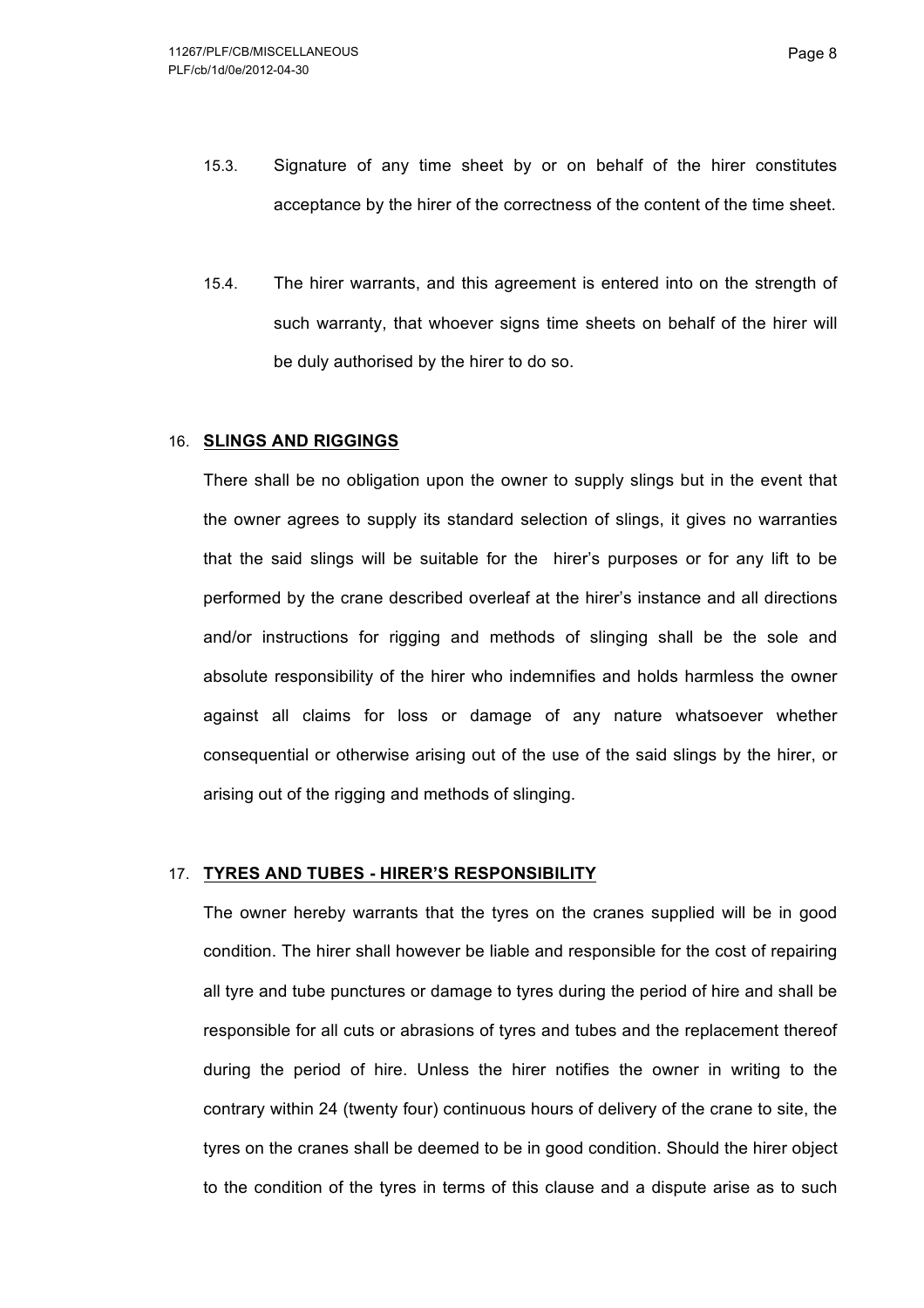15.3. Signature of any time sheet by or on behalf of the hirer constitutes acceptance by the hirer of the correctness of the content of the time sheet.

15.4. The hirer warrants, and this agreement is entered into on the strength of such warranty, that whoever signs time sheets on behalf of the hirer will be duly authorised by the hirer to do so.

## 16. **SLINGS AND RIGGINGS**

There shall be no obligation upon the owner to supply slings but in the event that the owner agrees to supply its standard selection of slings, it gives no warranties that the said slings will be suitable for the hirer's purposes or for any lift to be performed by the crane described overleaf at the hirer's instance and all directions and/or instructions for rigging and methods of slinging shall be the sole and absolute responsibility of the hirer who indemnifies and holds harmless the owner against all claims for loss or damage of any nature whatsoever whether consequential or otherwise arising out of the use of the said slings by the hirer, or arising out of the rigging and methods of slinging.

## 17. **TYRES AND TUBES - HIRER'S RESPONSIBILITY**

The owner hereby warrants that the tyres on the cranes supplied will be in good condition. The hirer shall however be liable and responsible for the cost of repairing all tyre and tube punctures or damage to tyres during the period of hire and shall be responsible for all cuts or abrasions of tyres and tubes and the replacement thereof during the period of hire. Unless the hirer notifies the owner in writing to the contrary within 24 (twenty four) continuous hours of delivery of the crane to site, the tyres on the cranes shall be deemed to be in good condition. Should the hirer object to the condition of the tyres in terms of this clause and a dispute arise as to such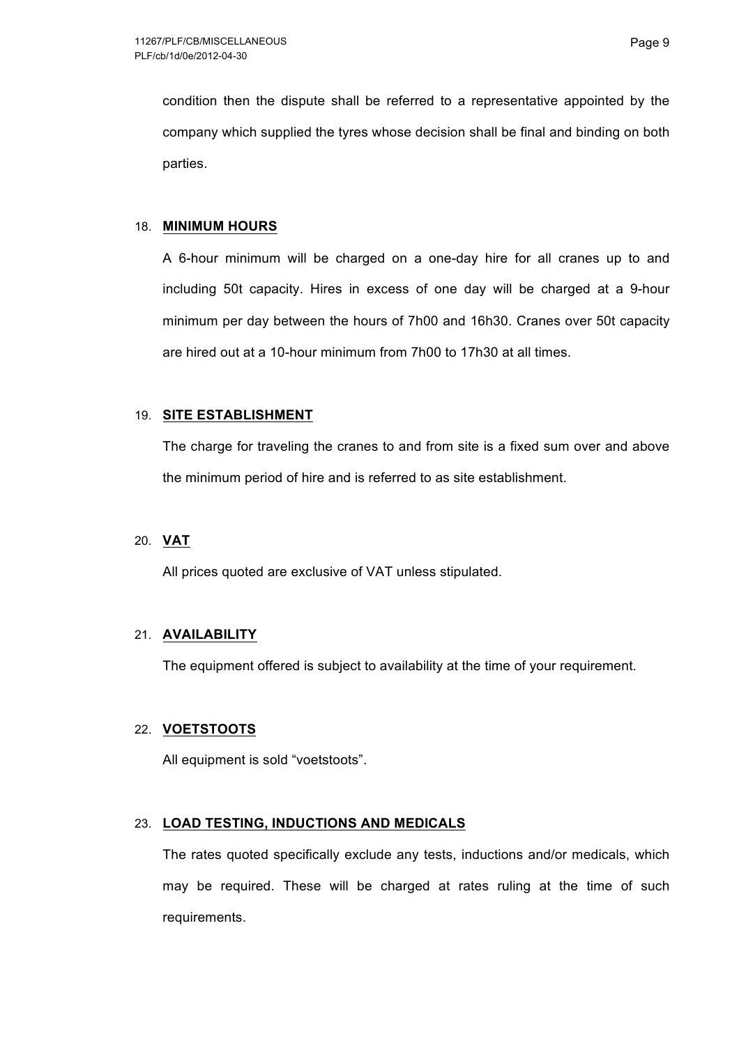condition then the dispute shall be referred to a representative appointed by the company which supplied the tyres whose decision shall be final and binding on both parties.

18. **MINIMUM HOURS**

A 6-hour minimum will be charged on a one-day hire for all cranes up to and including 50t capacity. Hires in excess of one day will be charged at a 9-hour minimum per day between the hours of 7h00 and 16h30. Cranes over 50t capacity are hired out at a 10-hour minimum from 7h00 to 17h30 at all times.

19. **SITE ESTABLISHMENT**

The charge for traveling the cranes to and from site is a fixed sum over and above the minimum period of hire and is referred to as site establishment.

20. **VAT**

All prices quoted are exclusive of VAT unless stipulated.

21. **AVAILABILITY**

The equipment offered is subject to availability at the time of your requirement.

22. **VOETSTOOTS**

All equipment is sold “voetstoots”.

23. **LOAD TESTING, INDUCTIONS AND MEDICALS**

The rates quoted specifically exclude any tests, inductions and/or medicals, which may be required. These will be charged at rates ruling at the time of such requirements.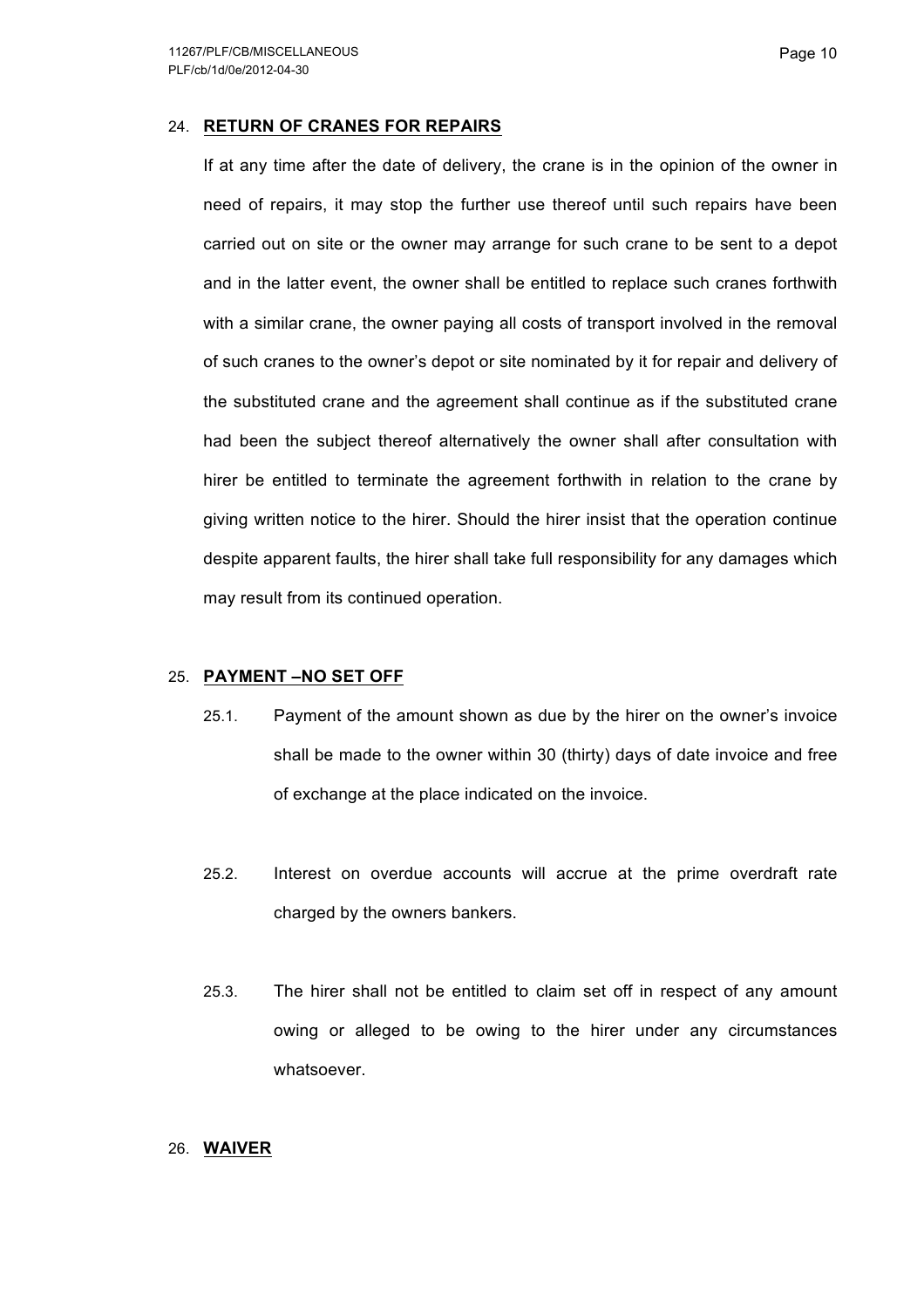## 24. RETURN OF CRANES FOR REPAIRS

If at any time after the date of delivery, the crane is in the opinion of the owner in need of repairs, it may stop the further use thereof until such repairs have been carried out on site or the owner may arrange for such crane to be sent to a depot and in the latter event, the owner shall be entitled to replace such cranes forthwith with a similar crane, the owner paying all costs of transport involved in the removal of such cranes to the owner's depot or site nominated by it for repair and delivery of the substituted crane and the agreement shall continue as if the substituted crane had been the subject thereof alternatively the owner shall after consultation with hirer be entitled to terminate the agreement forthwith in relation to the crane by giving written notice to the hirer. Should the hirer insist that the operation continue despite apparent faults, the hirer shall take full responsibility for any damages which may result from its continued operation.

## 25. PAYMENT –NO SET OFF

25.1. Payment of the amount shown as due by the hirer on the owner's invoice shall be made to the owner within 30 (thirty) days of date invoice and free of exchange at the place indicated on the invoice.

25.2. Interest on overdue accounts will accrue at the prime overdraft rate charged by the owners bankers.

25.3. The hirer shall not be entitled to claim set off in respect of any amount owing or alleged to be owing to the hirer under any circumstances whatsoever.

## 26. WAIVER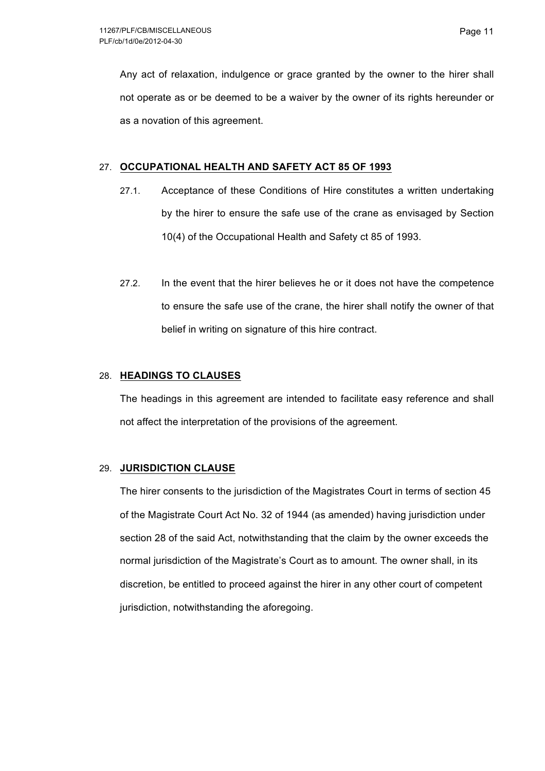Any act of relaxation, indulgence or grace granted by the owner to the hirer shall not operate as or be deemed to be a waiver by the owner of its rights hereunder or as a novation of this agreement.

27. **OCCUPATIONAL HEALTH AND SAFETY ACT 85 OF 1993**

27.1. Acceptance of these Conditions of Hire constitutes a written undertaking by the hirer to ensure the safe use of the crane as envisaged by Section 10(4) of the Occupational Health and Safety ct 85 of 1993.

27.2. In the event that the hirer believes he or it does not have the competence to ensure the safe use of the crane, the hirer shall notify the owner of that belief in writing on signature of this hire contract.

28. **HEADINGS TO CLAUSES**

The headings in this agreement are intended to facilitate easy reference and shall not affect the interpretation of the provisions of the agreement.

29. **JURISDICTION CLAUSE**

The hirer consents to the jurisdiction of the Magistrates Court in terms of section 45 of the Magistrate Court Act No. 32 of 1944 (as amended) having jurisdiction under section 28 of the said Act, notwithstanding that the claim by the owner exceeds the normal jurisdiction of the Magistrate's Court as to amount. The owner shall, in its discretion, be entitled to proceed against the hirer in any other court of competent jurisdiction, notwithstanding the aforegoing.